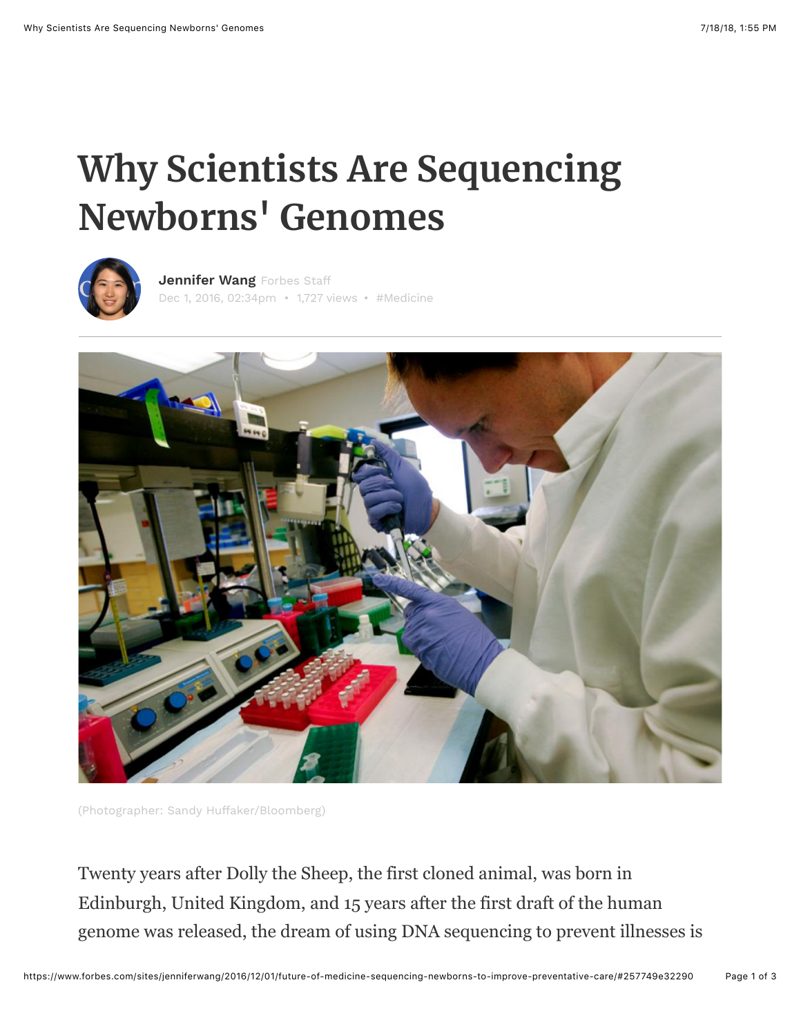# Why Scientists Are Sequencing Newborns' Genomes

**Jennifer Wang** Forbes Staff
Dec 1, 2016, 02:34pm • 1,727 views • #Medicine

(Photographer: Sandy Huffaker/Bloomberg)

Twenty years after Dolly the Sheep, the first cloned animal, was born in Edinburgh, United Kingdom, and 15 years after the first draft of the human genome was released, the dream of using DNA sequencing to prevent illnesses is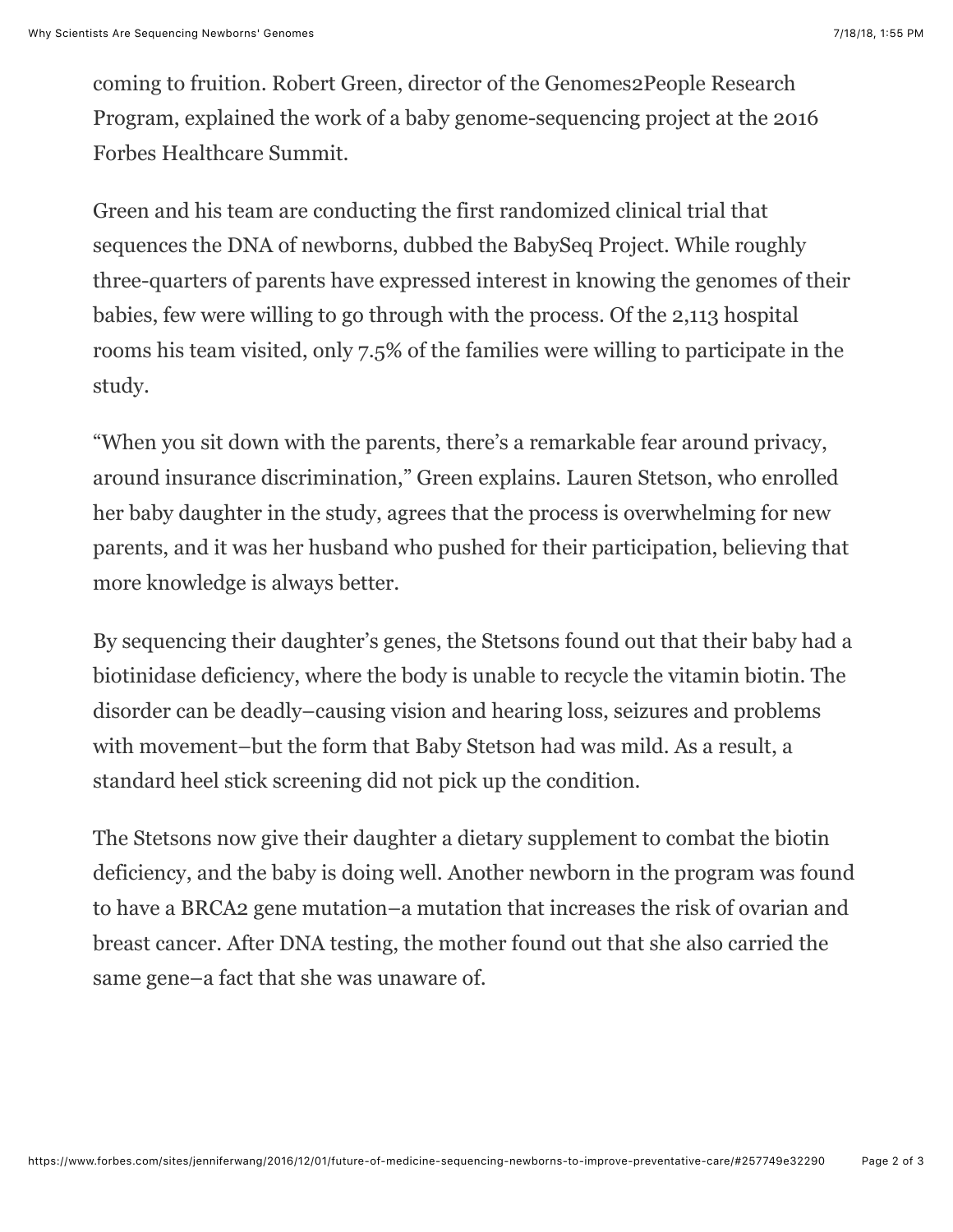coming to fruition. Robert Green, director of the Genomes2People Research Program, explained the work of a baby genome-sequencing project at the 2016 Forbes Healthcare Summit.

Green and his team are conducting the first randomized clinical trial that sequences the DNA of newborns, dubbed the BabySeq Project. While roughly three-quarters of parents have expressed interest in knowing the genomes of their babies, few were willing to go through with the process. Of the 2,113 hospital rooms his team visited, only 7.5% of the families were willing to participate in the study.

"When you sit down with the parents, there's a remarkable fear around privacy, around insurance discrimination," Green explains. Lauren Stetson, who enrolled her baby daughter in the study, agrees that the process is overwhelming for new parents, and it was her husband who pushed for their participation, believing that more knowledge is always better.

By sequencing their daughter's genes, the Stetsons found out that their baby had a biotinidase deficiency, where the body is unable to recycle the vitamin biotin. The disorder can be deadly–causing vision and hearing loss, seizures and problems with movement–but the form that Baby Stetson had was mild. As a result, a standard heel stick screening did not pick up the condition.

The Stetsons now give their daughter a dietary supplement to combat the biotin deficiency, and the baby is doing well. Another newborn in the program was found to have a BRCA2 gene mutation–a mutation that increases the risk of ovarian and breast cancer. After DNA testing, the mother found out that she also carried the same gene–a fact that she was unaware of.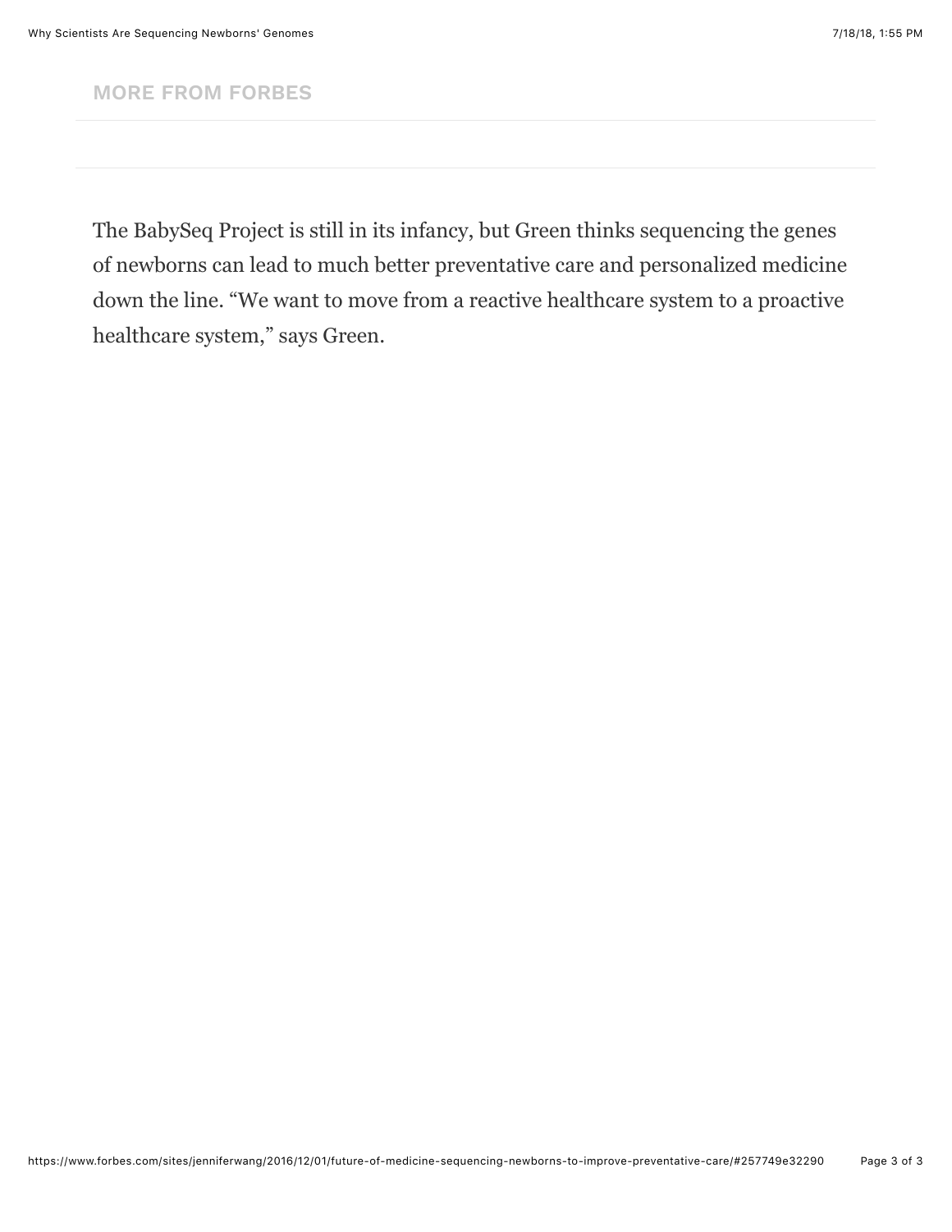**MORE FROM FORBES**

The BabySeq Project is still in its infancy, but Green thinks sequencing the genes of newborns can lead to much better preventative care and personalized medicine down the line. “We want to move from a reactive healthcare system to a proactive healthcare system,” says Green.